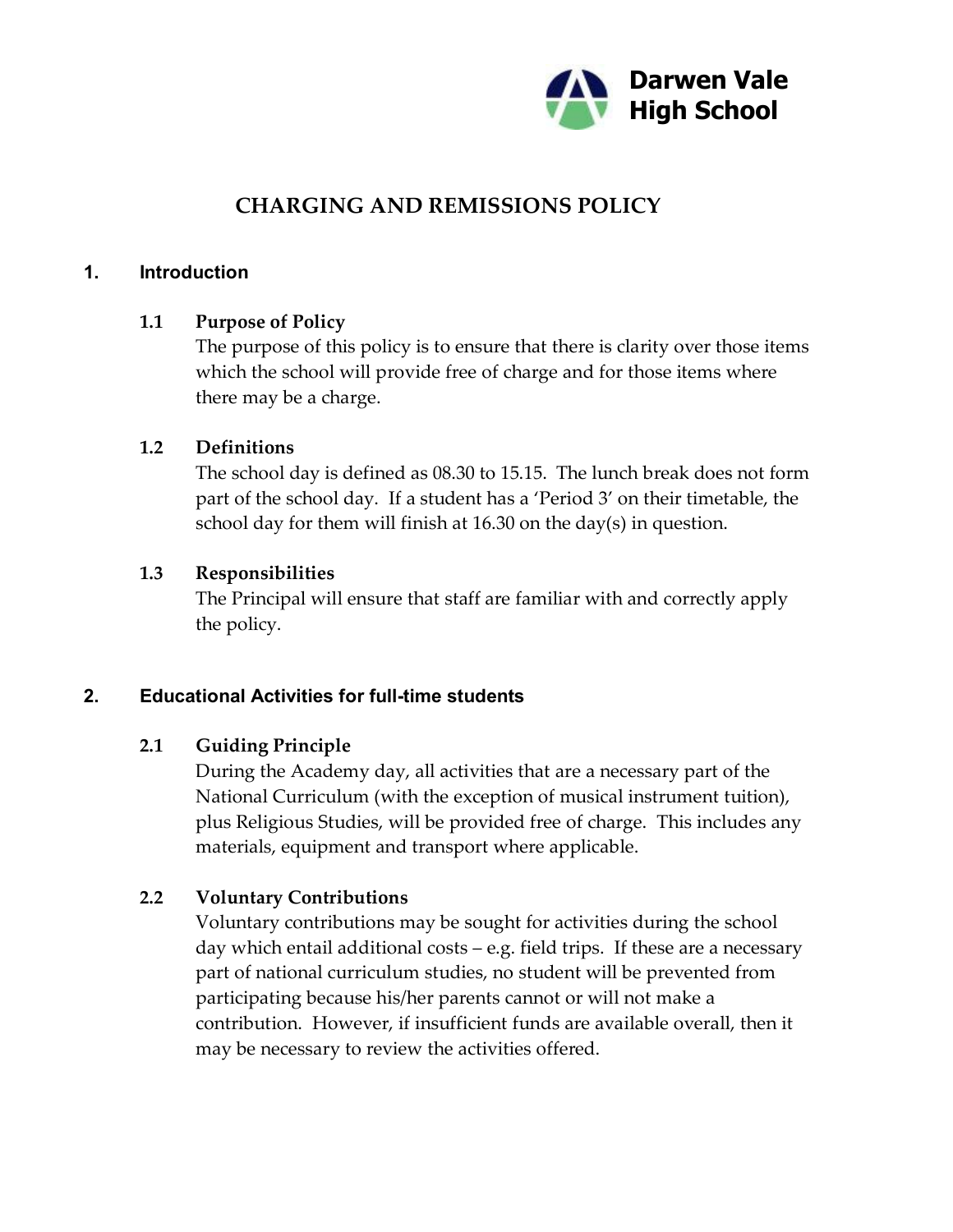Darwen Vale High School

# CHARGING AND REMISSIONS POLICY

## 1. Introduction

### 1.1 Purpose of Policy

The purpose of this policy is to ensure that there is clarity over those items which the school will provide free of charge and for those items where there may be a charge.

### 1.2 Definitions

The school day is defined as 08.30 to 15.15. The lunch break does not form part of the school day. If a student has a 'Period 3' on their timetable, the school day for them will finish at 16.30 on the day(s) in question.

### 1.3 Responsibilities

The Principal will ensure that staff are familiar with and correctly apply the policy.

## 2. Educational Activities for full-time students

### 2.1 Guiding Principle

During the Academy day, all activities that are a necessary part of the National Curriculum (with the exception of musical instrument tuition), plus Religious Studies, will be provided free of charge. This includes any materials, equipment and transport where applicable.

### 2.2 Voluntary Contributions

Voluntary contributions may be sought for activities during the school day which entail additional costs – e.g. field trips. If these are a necessary part of national curriculum studies, no student will be prevented from participating because his/her parents cannot or will not make a contribution. However, if insufficient funds are available overall, then it may be necessary to review the activities offered.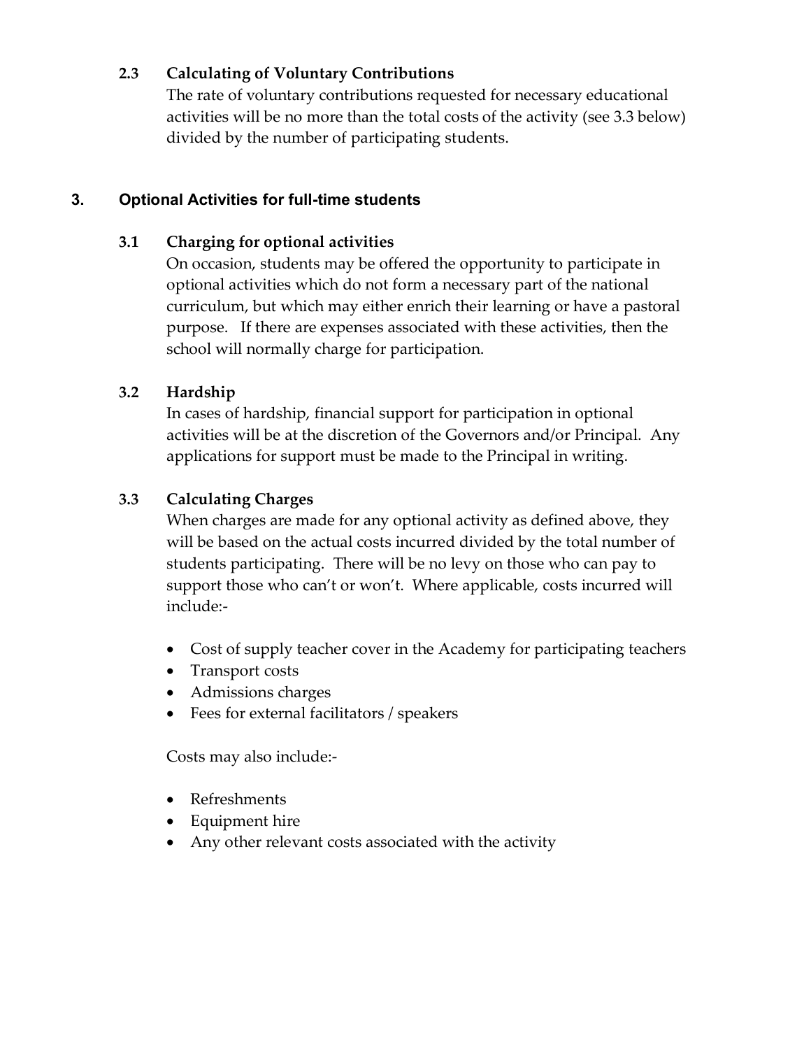### 2.3 Calculating of Voluntary Contributions

The rate of voluntary contributions requested for necessary educational activities will be no more than the total costs of the activity (see 3.3 below) divided by the number of participating students.

## 3. Optional Activities for full-time students

### 3.1 Charging for optional activities

On occasion, students may be offered the opportunity to participate in optional activities which do not form a necessary part of the national curriculum, but which may either enrich their learning or have a pastoral purpose. If there are expenses associated with these activities, then the school will normally charge for participation.

### 3.2 Hardship

In cases of hardship, financial support for participation in optional activities will be at the discretion of the Governors and/or Principal. Any applications for support must be made to the Principal in writing.

### 3.3 Calculating Charges

When charges are made for any optional activity as defined above, they will be based on the actual costs incurred divided by the total number of students participating. There will be no levy on those who can pay to support those who can't or won't. Where applicable, costs incurred will include:-

- Cost of supply teacher cover in the Academy for participating teachers
- Transport costs
- Admissions charges
- Fees for external facilitators / speakers

Costs may also include:-

- Refreshments
- Equipment hire
- Any other relevant costs associated with the activity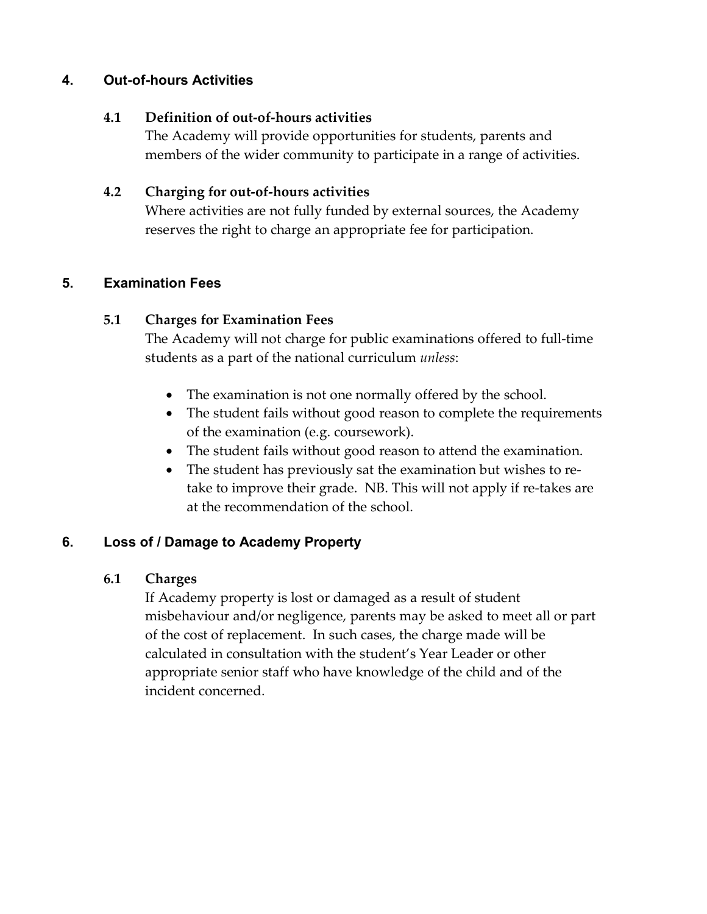## 4. Out-of-hours Activities

### 4.1 Definition of out-of-hours activities

The Academy will provide opportunities for students, parents and members of the wider community to participate in a range of activities.

### 4.2 Charging for out-of-hours activities

Where activities are not fully funded by external sources, the Academy reserves the right to charge an appropriate fee for participation.

## 5. Examination Fees

### 5.1 Charges for Examination Fees

The Academy will not charge for public examinations offered to full-time students as a part of the national curriculum *unless*:

- The examination is not one normally offered by the school.
- The student fails without good reason to complete the requirements of the examination (e.g. coursework).
- The student fails without good reason to attend the examination.
- The student has previously sat the examination but wishes to re-take to improve their grade. NB. This will not apply if re-takes are at the recommendation of the school.

## 6. Loss of / Damage to Academy Property

### 6.1 Charges

If Academy property is lost or damaged as a result of student misbehaviour and/or negligence, parents may be asked to meet all or part of the cost of replacement. In such cases, the charge made will be calculated in consultation with the student's Year Leader or other appropriate senior staff who have knowledge of the child and of the incident concerned.